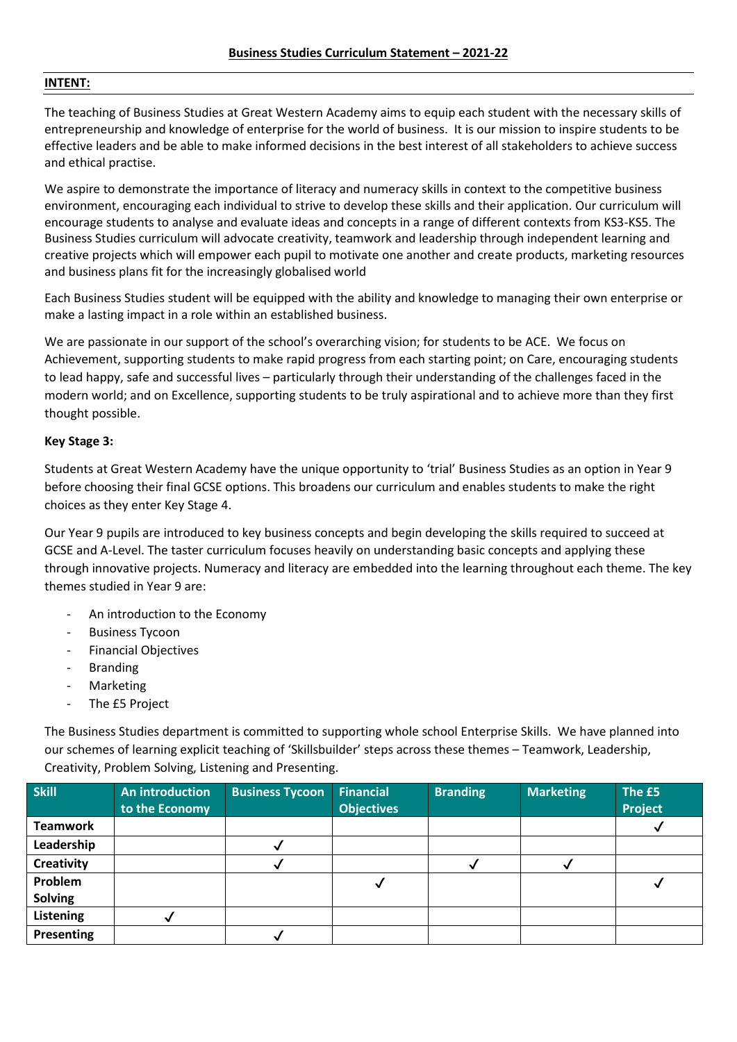# Business Studies Curriculum Statement – 2021-22

## INTENT:

The teaching of Business Studies at Great Western Academy aims to equip each student with the necessary skills of entrepreneurship and knowledge of enterprise for the world of business. It is our mission to inspire students to be effective leaders and be able to make informed decisions in the best interest of all stakeholders to achieve success and ethical practise.

We aspire to demonstrate the importance of literacy and numeracy skills in context to the competitive business environment, encouraging each individual to strive to develop these skills and their application. Our curriculum will encourage students to analyse and evaluate ideas and concepts in a range of different contexts from KS3-KS5. The Business Studies curriculum will advocate creativity, teamwork and leadership through independent learning and creative projects which will empower each pupil to motivate one another and create products, marketing resources and business plans fit for the increasingly globalised world

Each Business Studies student will be equipped with the ability and knowledge to managing their own enterprise or make a lasting impact in a role within an established business.

We are passionate in our support of the school's overarching vision; for students to be ACE. We focus on Achievement, supporting students to make rapid progress from each starting point; on Care, encouraging students to lead happy, safe and successful lives – particularly through their understanding of the challenges faced in the modern world; and on Excellence, supporting students to be truly aspirational and to achieve more than they first thought possible.

### Key Stage 3:

Students at Great Western Academy have the unique opportunity to 'trial' Business Studies as an option in Year 9 before choosing their final GCSE options. This broadens our curriculum and enables students to make the right choices as they enter Key Stage 4.

Our Year 9 pupils are introduced to key business concepts and begin developing the skills required to succeed at GCSE and A-Level. The taster curriculum focuses heavily on understanding basic concepts and applying these through innovative projects. Numeracy and literacy are embedded into the learning throughout each theme. The key themes studied in Year 9 are:

- An introduction to the Economy
- Business Tycoon
- Financial Objectives
- Branding
- Marketing
- The £5 Project

The Business Studies department is committed to supporting whole school Enterprise Skills. We have planned into our schemes of learning explicit teaching of 'Skillsbuilder' steps across these themes – Teamwork, Leadership, Creativity, Problem Solving, Listening and Presenting.

| Skill | An introduction to the Economy | Business Tycoon | Financial Objectives | Branding | Marketing | The £5 Project |
|---|---|---|---|---|---|---|
| **Teamwork** | | | | | | ✓ |
| **Leadership** | | ✓ | | | | |
| **Creativity** | | ✓ | | ✓ | ✓ | |
| **Problem Solving** | | | ✓ | | | ✓ |
| **Listening** | ✓ | | | | | |
| **Presenting** | | ✓ | | | | |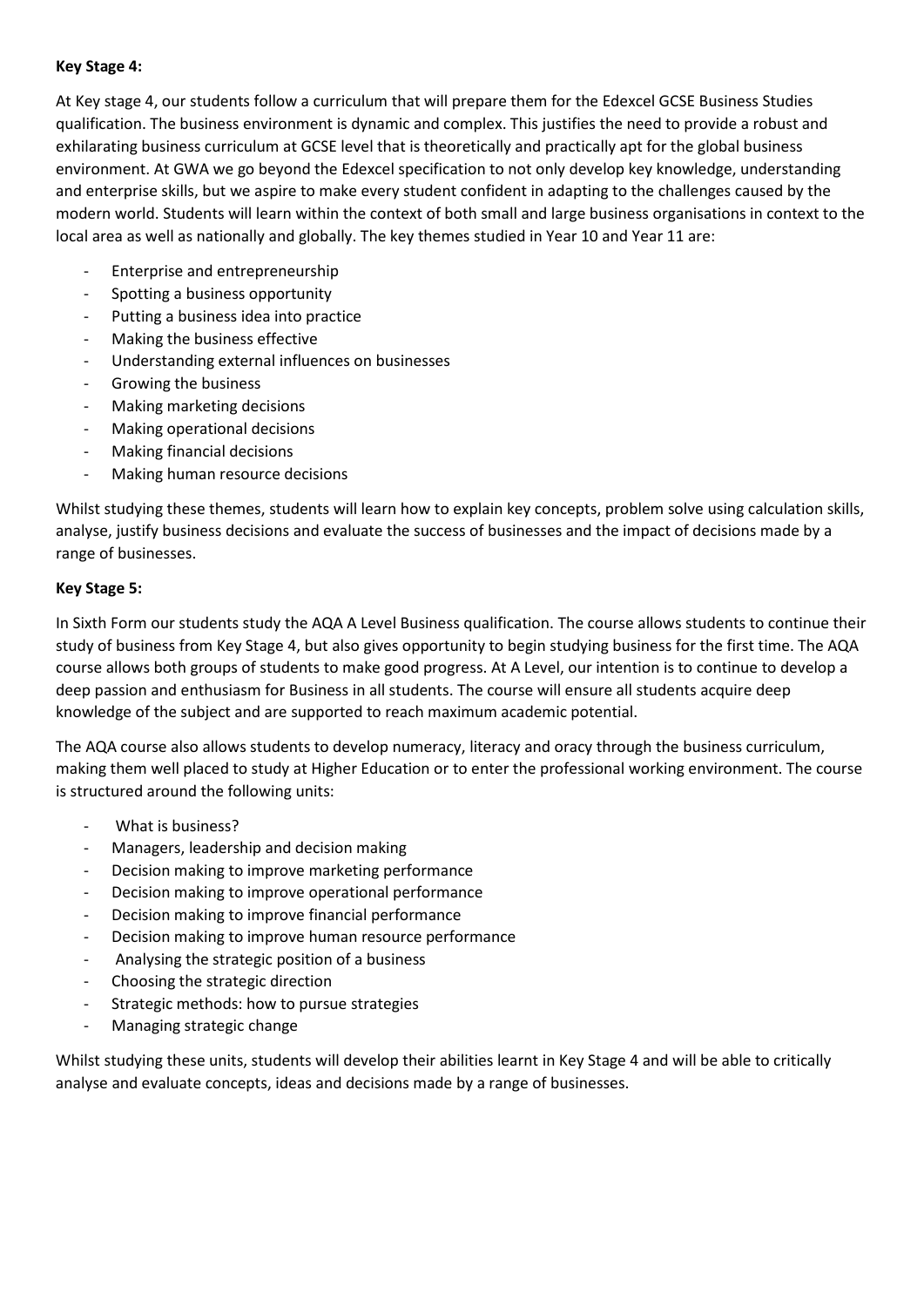**Key Stage 4:**

At Key stage 4, our students follow a curriculum that will prepare them for the Edexcel GCSE Business Studies qualification. The business environment is dynamic and complex. This justifies the need to provide a robust and exhilarating business curriculum at GCSE level that is theoretically and practically apt for the global business environment. At GWA we go beyond the Edexcel specification to not only develop key knowledge, understanding and enterprise skills, but we aspire to make every student confident in adapting to the challenges caused by the modern world. Students will learn within the context of both small and large business organisations in context to the local area as well as nationally and globally. The key themes studied in Year 10 and Year 11 are:

- Enterprise and entrepreneurship
- Spotting a business opportunity
- Putting a business idea into practice
- Making the business effective
- Understanding external influences on businesses
- Growing the business
- Making marketing decisions
- Making operational decisions
- Making financial decisions
- Making human resource decisions

Whilst studying these themes, students will learn how to explain key concepts, problem solve using calculation skills, analyse, justify business decisions and evaluate the success of businesses and the impact of decisions made by a range of businesses.

**Key Stage 5:**

In Sixth Form our students study the AQA A Level Business qualification. The course allows students to continue their study of business from Key Stage 4, but also gives opportunity to begin studying business for the first time. The AQA course allows both groups of students to make good progress. At A Level, our intention is to continue to develop a deep passion and enthusiasm for Business in all students. The course will ensure all students acquire deep knowledge of the subject and are supported to reach maximum academic potential.

The AQA course also allows students to develop numeracy, literacy and oracy through the business curriculum, making them well placed to study at Higher Education or to enter the professional working environment. The course is structured around the following units:

- What is business?
- Managers, leadership and decision making
- Decision making to improve marketing performance
- Decision making to improve operational performance
- Decision making to improve financial performance
- Decision making to improve human resource performance
- Analysing the strategic position of a business
- Choosing the strategic direction
- Strategic methods: how to pursue strategies
- Managing strategic change

Whilst studying these units, students will develop their abilities learnt in Key Stage 4 and will be able to critically analyse and evaluate concepts, ideas and decisions made by a range of businesses.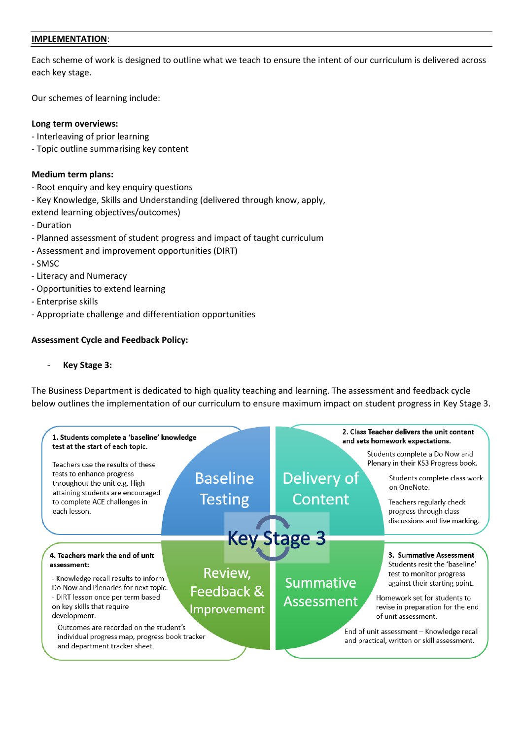**IMPLEMENTATION**:

Each scheme of work is designed to outline what we teach to ensure the intent of our curriculum is delivered across each key stage.

Our schemes of learning include:

**Long term overviews:**
- Interleaving of prior learning
- Topic outline summarising key content

**Medium term plans:**
- Root enquiry and key enquiry questions
- Key Knowledge, Skills and Understanding (delivered through know, apply, extend learning objectives/outcomes)
- Duration
- Planned assessment of student progress and impact of taught curriculum
- Assessment and improvement opportunities (DIRT)
- SMSC
- Literacy and Numeracy
- Opportunities to extend learning
- Enterprise skills
- Appropriate challenge and differentiation opportunities

**Assessment Cycle and Feedback Policy:**

- **Key Stage 3:**

The Business Department is dedicated to high quality teaching and learning. The assessment and feedback cycle below outlines the implementation of our curriculum to ensure maximum impact on student progress in Key Stage 3.

**Key Stage 3**

**Baseline Testing**

**1. Students complete a 'baseline' knowledge test at the start of each topic.**

Teachers use the results of these tests to enhance progress throughout the unit e.g. High attaining students are encouraged to complete ACE challenges in each lesson.

**Delivery of Content**

**2. Class Teacher delivers the unit content and sets homework expectations.**

Students complete a Do Now and Plenary in their KS3 Progress book.

Students complete class work on OneNote.

Teachers regularly check progress through class discussions and live marking.

**Summative Assessment**

**3. Summative Assessment**

Students resit the 'baseline' test to monitor progress against their starting point.

Homework set for students to revise in preparation for the end of unit assessment.

End of unit assessment – Knowledge recall and practical, written or skill assessment.

**Review, Feedback & Improvement**

**4. Teachers mark the end of unit assessment:**

- Knowledge recall results to inform Do Now and Plenaries for next topic.
- DIRT lesson once per term based on key skills that require development.

Outcomes are recorded on the student's individual progress map, progress book tracker and department tracker sheet.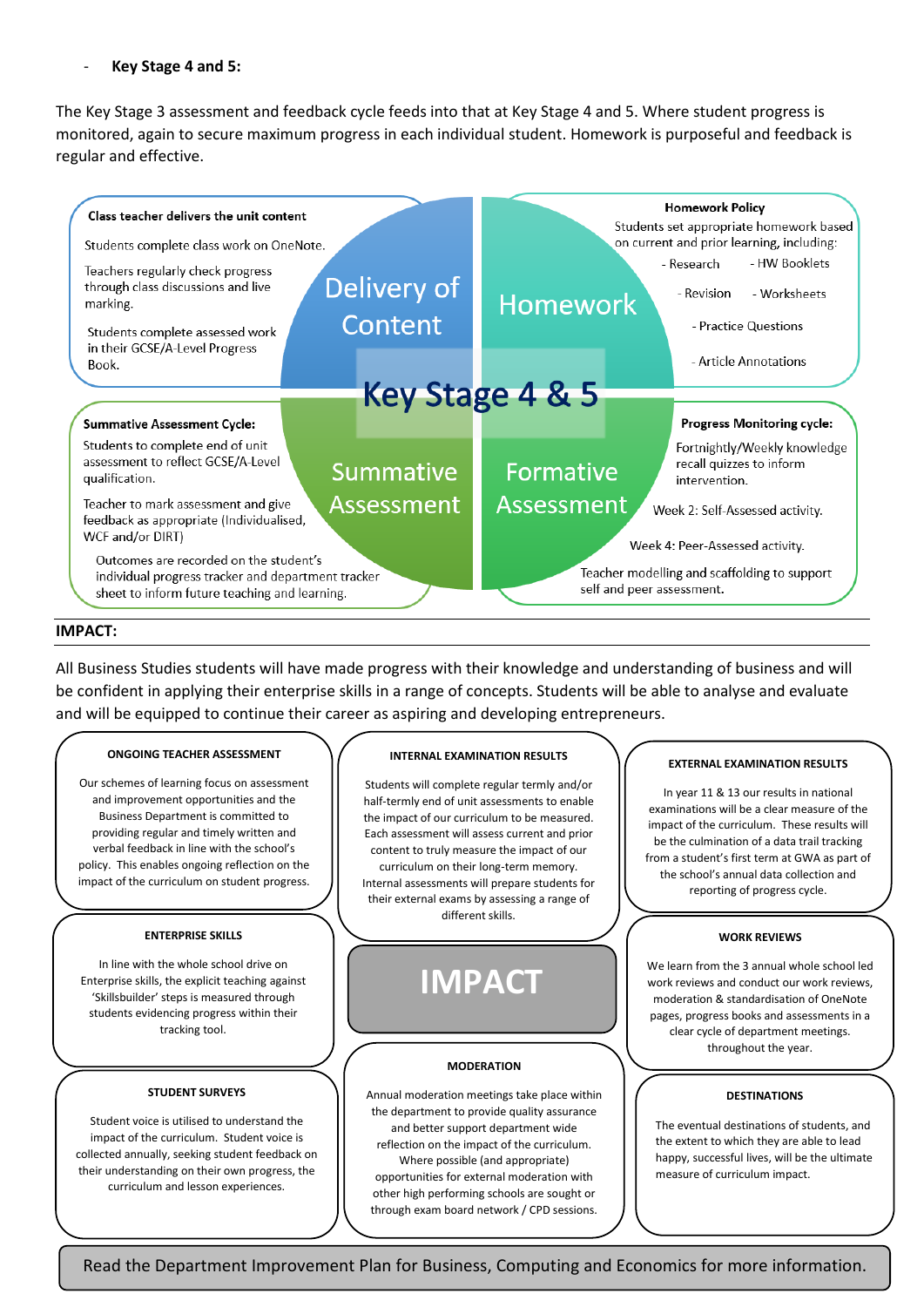- **Key Stage 4 and 5:**

The Key Stage 3 assessment and feedback cycle feeds into that at Key Stage 4 and 5. Where student progress is monitored, again to secure maximum progress in each individual student. Homework is purposeful and feedback is regular and effective.

## Key Stage 4 & 5

### Delivery of Content

**Class teacher delivers the unit content**

Students complete class work on OneNote.

Teachers regularly check progress through class discussions and live marking.

Students complete assessed work in their GCSE/A-Level Progress Book.

### Homework

**Homework Policy**

Students set appropriate homework based on current and prior learning, including:

- Research
- HW Booklets
- Revision
- Worksheets
- Practice Questions
- Article Annotations

### Summative Assessment

**Summative Assessment Cycle:**

Students to complete end of unit assessment to reflect GCSE/A-Level qualification.

Teacher to mark assessment and give feedback as appropriate (Individualised, WCF and/or DIRT)

Outcomes are recorded on the student's individual progress tracker and department tracker sheet to inform future teaching and learning.

### Formative Assessment

**Progress Monitoring cycle:**

Fortnightly/Weekly knowledge recall quizzes to inform intervention.

Week 2: Self-Assessed activity.

Week 4: Peer-Assessed activity.

Teacher modelling and scaffolding to support self and peer assessment.

---

**IMPACT:**

---

All Business Studies students will have made progress with their knowledge and understanding of business and will be confident in applying their enterprise skills in a range of concepts. Students will be able to analyse and evaluate and will be equipped to continue their career as aspiring and developing entrepreneurs.

## IMPACT

**ONGOING TEACHER ASSESSMENT**

Our schemes of learning focus on assessment and improvement opportunities and the Business Department is committed to providing regular and timely written and verbal feedback in line with the school's policy. This enables ongoing reflection on the impact of our curriculum on student progress.

**INTERNAL EXAMINATION RESULTS**

Students will complete regular termly and/or half-termly end of unit assessments to enable the impact of our curriculum to be measured. Each assessment will assess current and prior content to truly measure the impact of our curriculum on their long-term memory. Internal assessments will prepare students for their external exams by assessing a range of different skills.

**EXTERNAL EXAMINATION RESULTS**

In year 11 & 13 our results in national examinations will be a clear measure of the impact of the curriculum. These results will be the culmination of a data trail tracking from a student's first term at GWA as part of the school's annual data collection and reporting of progress cycle.

**ENTERPRISE SKILLS**

In line with the whole school drive on Enterprise skills, the explicit teaching against 'Skillsbuilder' steps is measured through students evidencing progress within their tracking tool.

**WORK REVIEWS**

We learn from the 3 annual whole school led work reviews and conduct our work reviews, moderation & standardisation of OneNote pages, progress books and assessments in a clear cycle of department meetings. throughout the year.

**STUDENT SURVEYS**

Student voice is utilised to understand the impact of the curriculum. Student voice is collected annually, seeking student feedback on their understanding on their own progress, the curriculum and lesson experiences.

**MODERATION**

Annual moderation meetings take place within the department to provide quality assurance and better support department wide reflection on the impact of the curriculum. Where possible (and appropriate) opportunities for external moderation with other high performing schools are sought or through exam board network / CPD sessions.

**DESTINATIONS**

The eventual destinations of students, and the extent to which they are able to lead happy, successful lives, will be the ultimate measure of curriculum impact.

Read the Department Improvement Plan for Business, Computing and Economics for more information.